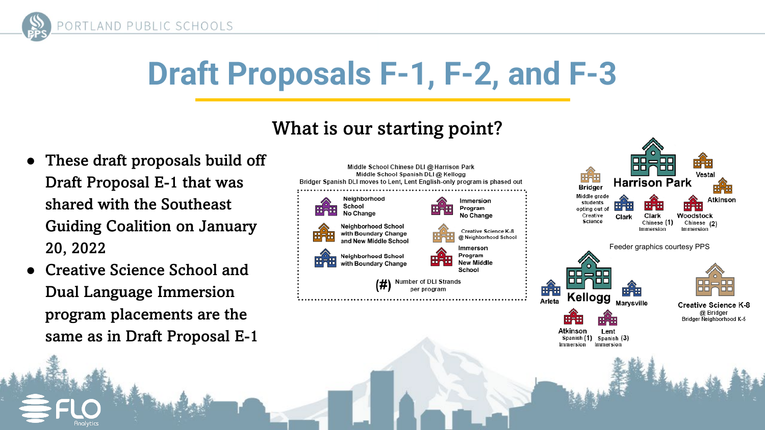# Draft Proposals F-1, F-2, and F-3

## What is our starting point?

- These draft proposals build off Draft Proposal E-1 that was shared with the Southeast Guiding Coalition on January 20, 2022
- Creative Science School and Dual Language Immersion program placements are the same as in Draft Proposal E-1

Middle School Chinese DLI @ Harrison Park
Middle School Spanish DLI @ Kellogg
Bridger Spanish DLI moves to Lent, Lent English-only program is phased out

**Legend:**

- Neighborhood School No Change
- Immersion Program No Change
- Neighborhood School with Boundary Change and New Middle School
- Creative Science K-8 @ Neighborhood School
- Neighborhood School with Boundary Change
- Immersion Program New Middle School
- (#) Number of DLI Strands per program

**Harrison Park** feeders:

- Bridger — Middle grade students opting out of Creative Science
- Clark
- Clark Chinese (1) Immersion
- Woodstock Chinese (2) Immersion
- Vestal
- Atkinson

Feeder graphics courtesy PPS

**Kellogg** feeders:

- Arleta
- Marysville
- Atkinson Spanish (1) Immersion
- Lent Spanish (3) Immersion

**Creative Science K-8** @ Bridger
Bridger Neighborhood K-5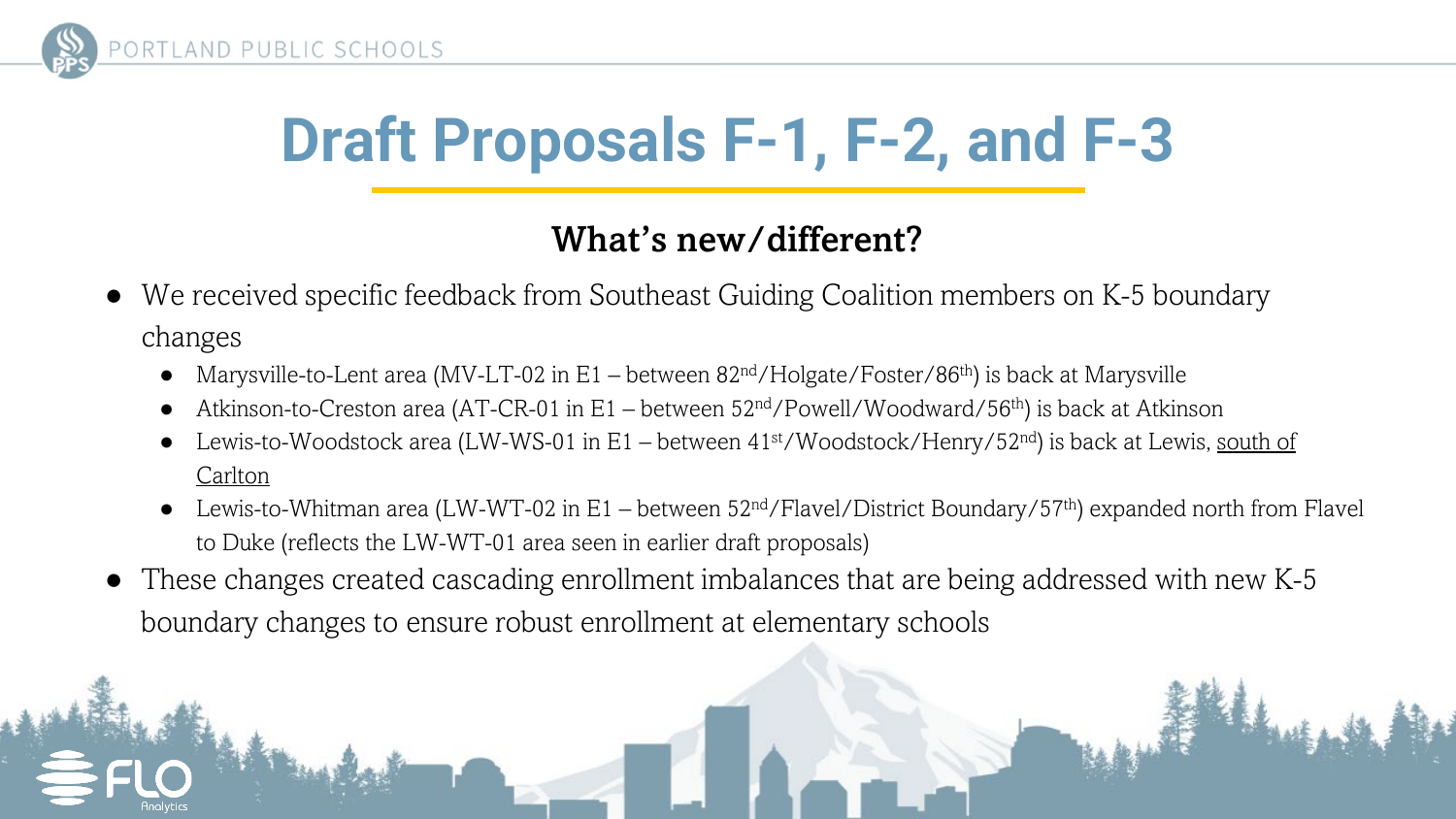# Draft Proposals F-1, F-2, and F-3

## What's new/different?

- We received specific feedback from Southeast Guiding Coalition members on K-5 boundary changes
  - Marysville-to-Lent area (MV-LT-02 in E1 – between 82nd/Holgate/Foster/86th) is back at Marysville
  - Atkinson-to-Creston area (AT-CR-01 in E1 – between 52nd/Powell/Woodward/56th) is back at Atkinson
  - Lewis-to-Woodstock area (LW-WS-01 in E1 – between 41st/Woodstock/Henry/52nd) is back at Lewis, <u>south of Carlton</u>
  - Lewis-to-Whitman area (LW-WT-02 in E1 – between 52nd/Flavel/District Boundary/57th) expanded north from Flavel to Duke (reflects the LW-WT-01 area seen in earlier draft proposals)
- These changes created cascading enrollment imbalances that are being addressed with new K-5 boundary changes to ensure robust enrollment at elementary schools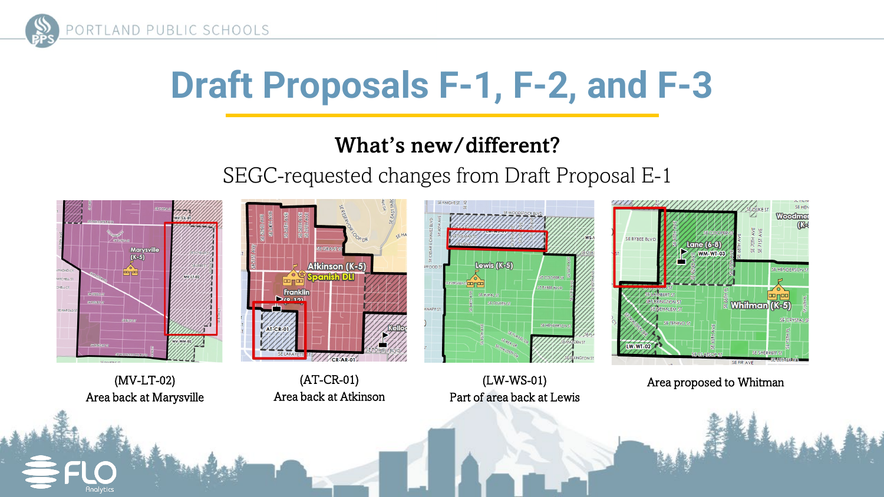# Draft Proposals F-1, F-2, and F-3

## What's new/different?

SEGC-requested changes from Draft Proposal E-1

(MV-LT-02)
Area back at Marysville

(AT-CR-01)
Area back at Atkinson

(LW-WS-01)
Part of area back at Lewis

Area proposed to Whitman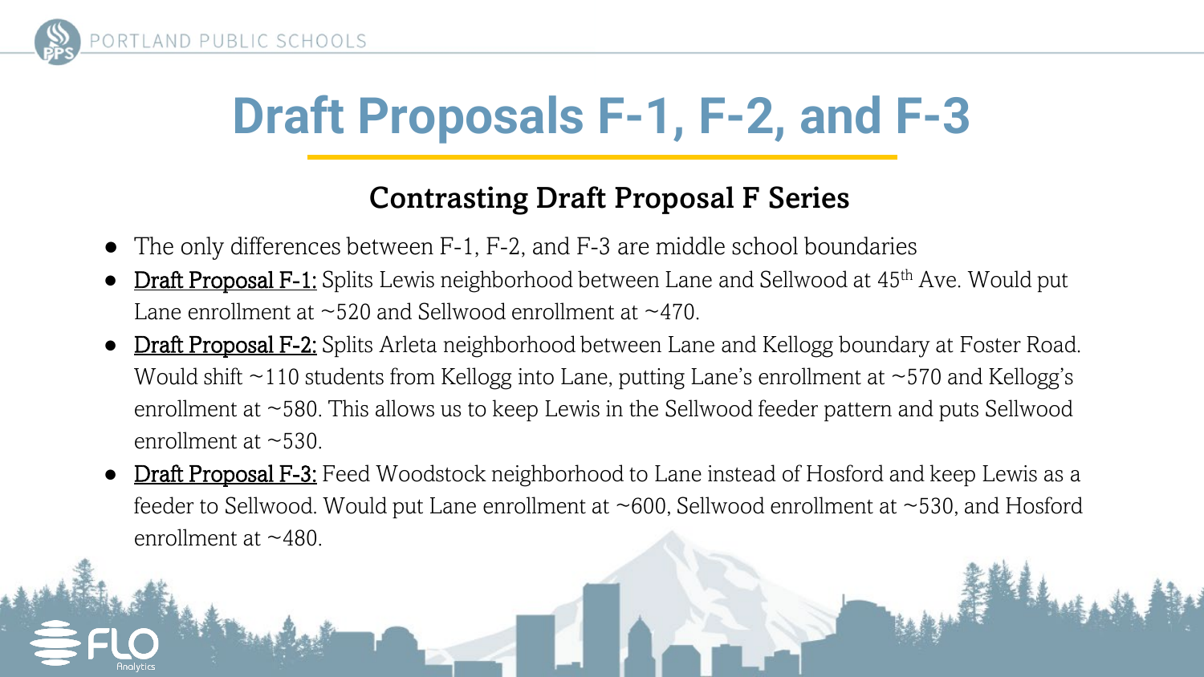# Draft Proposals F-1, F-2, and F-3

## Contrasting Draft Proposal F Series

- The only differences between F-1, F-2, and F-3 are middle school boundaries
- Draft Proposal F-1: Splits Lewis neighborhood between Lane and Sellwood at 45th Ave. Would put Lane enrollment at ~520 and Sellwood enrollment at ~470.
- Draft Proposal F-2: Splits Arleta neighborhood between Lane and Kellogg boundary at Foster Road. Would shift ~110 students from Kellogg into Lane, putting Lane's enrollment at ~570 and Kellogg's enrollment at ~580. This allows us to keep Lewis in the Sellwood feeder pattern and puts Sellwood enrollment at ~530.
- Draft Proposal F-3: Feed Woodstock neighborhood to Lane instead of Hosford and keep Lewis as a feeder to Sellwood. Would put Lane enrollment at ~600, Sellwood enrollment at ~530, and Hosford enrollment at ~480.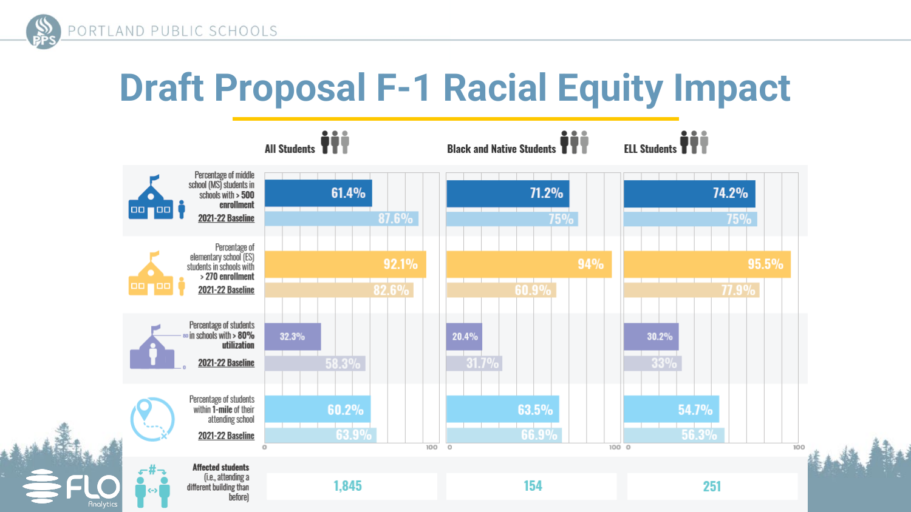# Draft Proposal F-1 Racial Equity Impact

| Metric | All Students | Black and Native Students | ELL Students |
| --- | --- | --- | --- |
| Percentage of middle school (MS) students in schools with **> 500 enrollment** | 61.4% | 71.2% | 74.2% |
| 2021-22 Baseline | 87.6% | 75% | 75% |
| Percentage of elementary school (ES) students in schools with **> 270 enrollment** | 92.1% | 94% | 95.5% |
| 2021-22 Baseline | 82.6% | 60.9% | 77.9% |
| Percentage of students in schools with **> 80% utilization** | 32.3% | 20.4% | 30.2% |
| 2021-22 Baseline | 58.3% | 31.7% | 33% |
| Percentage of students within **1-mile** of their attending school | 60.2% | 63.5% | 54.7% |
| 2021-22 Baseline | 63.9% | 66.9% | 56.3% |
| **Affected students** (i.e., attending a different building than before) | 1,845 | 154 | 251 |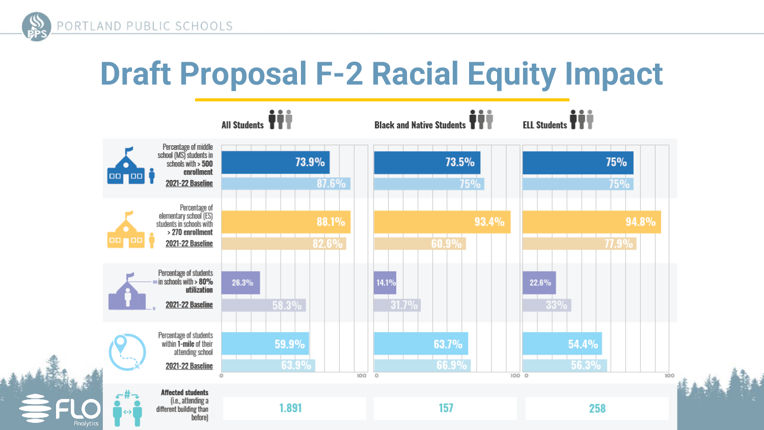# Draft Proposal F-2 Racial Equity Impact

| | All Students | Black and Native Students | ELL Students |
|---|---|---|---|
| Percentage of middle school (MS) students in schools with > 500 enrollment | 73.9% | 73.5% | 75% |
| 2021-22 Baseline | 87.6% | 75% | 75% |
| Percentage of elementary school (ES) students in schools with > 270 enrollment | 88.1% | 93.4% | 94.8% |
| 2021-22 Baseline | 82.6% | 60.9% | 77.9% |
| Percentage of students in schools with > 80% utilization | 26.3% | 14.1% | 22.6% |
| 2021-22 Baseline | 58.3% | 31.7% | 33% |
| Percentage of students within 1-mile of their attending school | 59.9% | 63.7% | 54.4% |
| 2021-22 Baseline | 63.9% | 66.9% | 56.3% |
| Affected students (i.e., attending a different building than before) | 1.891 | 157 | 258 |

FLO Analytics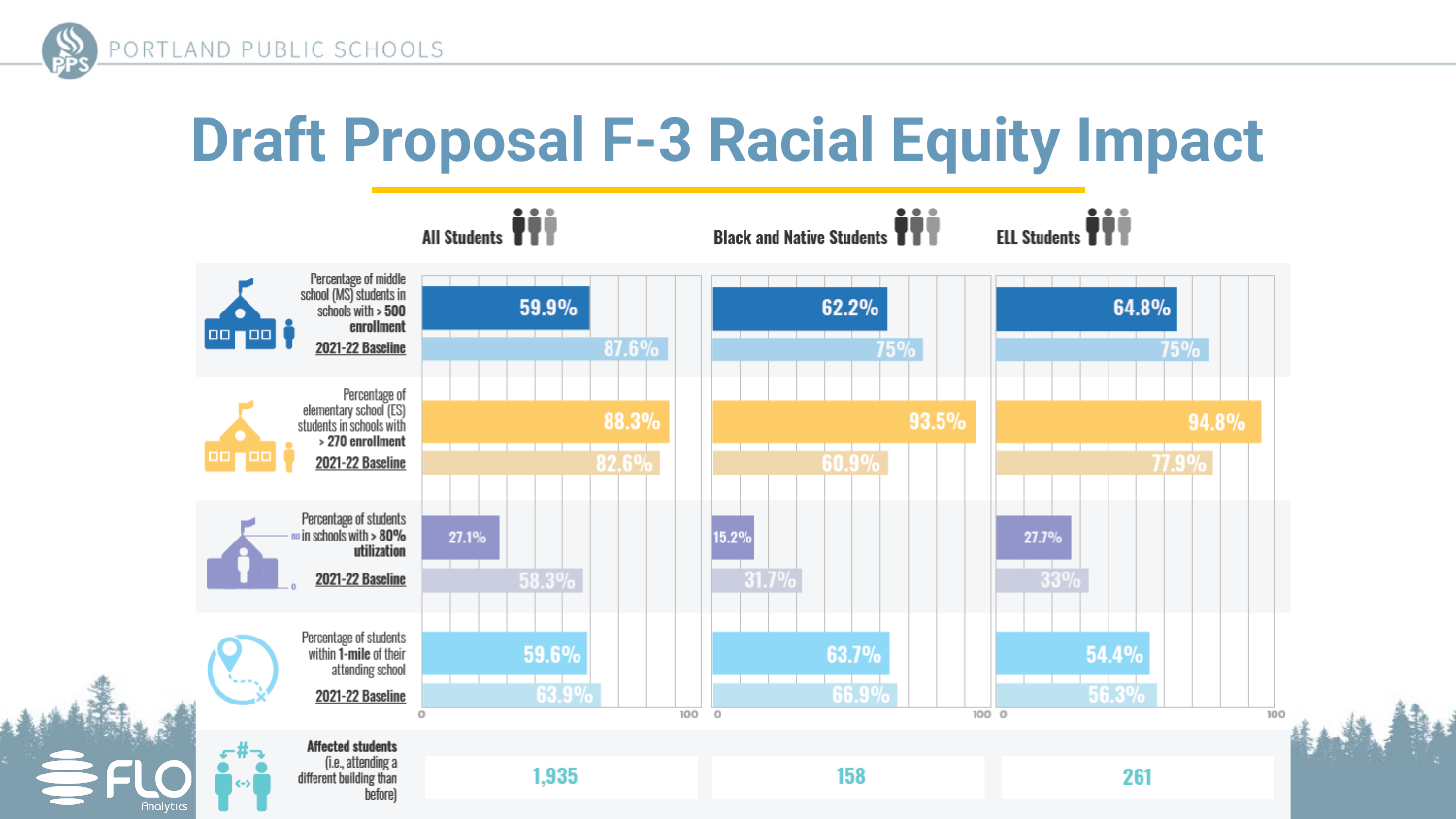# Draft Proposal F-3 Racial Equity Impact

All Students

Black and Native Students

ELL Students

Percentage of middle school (MS) students in schools with **> 500 enrollment**

2021-22 Baseline

59.9%
87.6%

62.2%
75%

64.8%
75%

Percentage of elementary school (ES) students in schools with **> 270 enrollment**

2021-22 Baseline

88.3%
82.6%

93.5%
60.9%

94.8%
77.9%

Percentage of students in schools with **> 80% utilization**

2021-22 Baseline

27.1%
58.3%

15.2%
31.7%

27.7%
33%

Percentage of students within **1-mile** of their attending school

2021-22 Baseline

59.6%
63.9%

63.7%
66.9%

54.4%
56.3%

0 100 0 100 0 100

**Affected students** (i.e., attending a different building than before)

1,935

158

261